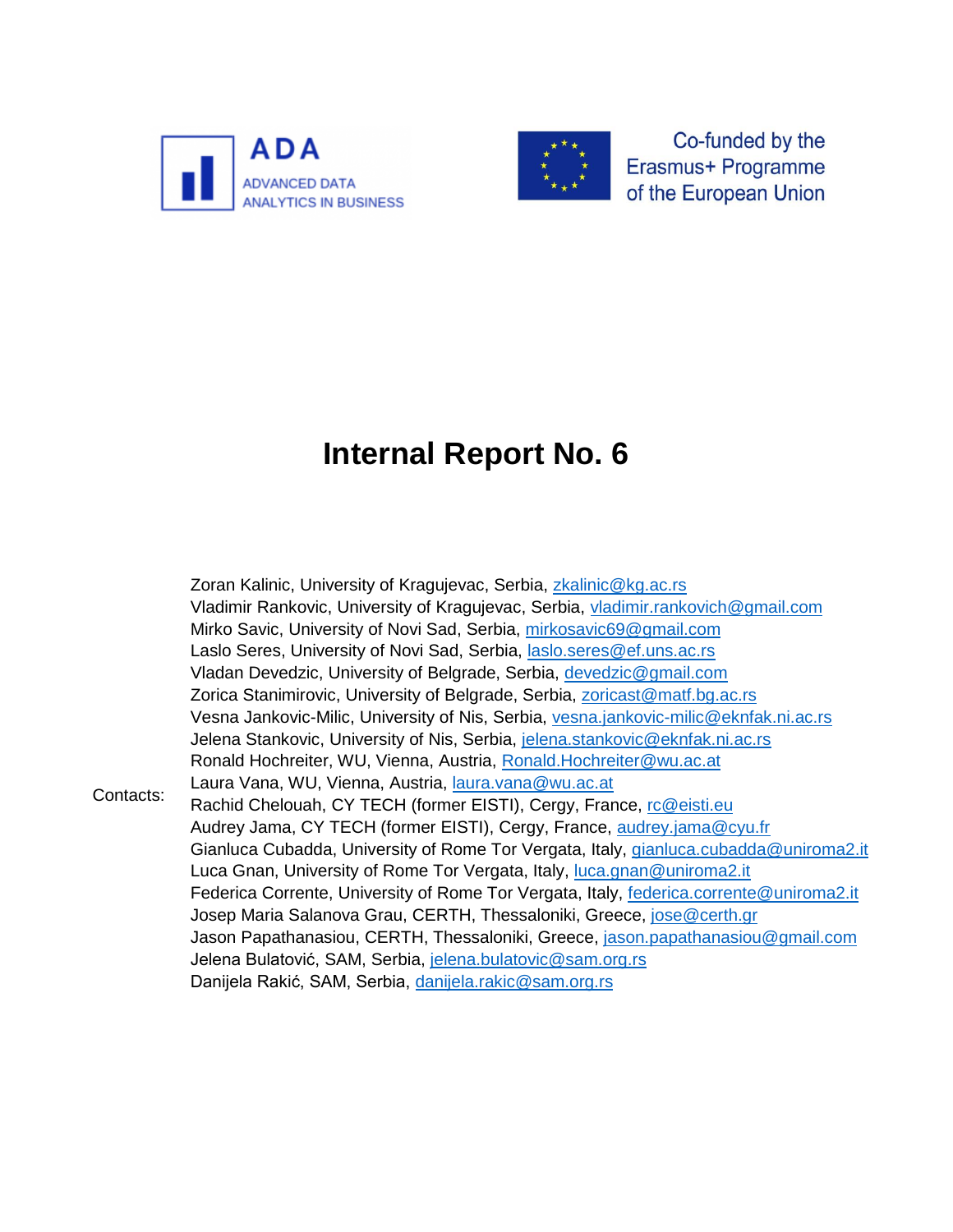ADA
ADVANCED DATA ANALYTICS IN BUSINESS

Co-funded by the Erasmus+ Programme of the European Union

# Internal Report No. 6

Contacts:

Zoran Kalinic, University of Kragujevac, Serbia, zkalinic@kg.ac.rs
Vladimir Rankovic, University of Kragujevac, Serbia, vladimir.rankovich@gmail.com
Mirko Savic, University of Novi Sad, Serbia, mirkosavic69@gmail.com
Laslo Seres, University of Novi Sad, Serbia, laslo.seres@ef.uns.ac.rs
Vladan Devedzic, University of Belgrade, Serbia, devedzic@gmail.com
Zorica Stanimirovic, University of Belgrade, Serbia, zoricast@matf.bg.ac.rs
Vesna Jankovic-Milic, University of Nis, Serbia, vesna.jankovic-milic@eknfak.ni.ac.rs
Jelena Stankovic, University of Nis, Serbia, jelena.stankovic@eknfak.ni.ac.rs
Ronald Hochreiter, WU, Vienna, Austria, Ronald.Hochreiter@wu.ac.at
Laura Vana, WU, Vienna, Austria, laura.vana@wu.ac.at
Rachid Chelouah, CY TECH (former EISTI), Cergy, France, rc@eisti.eu
Audrey Jama, CY TECH (former EISTI), Cergy, France, audrey.jama@cyu.fr
Gianluca Cubadda, University of Rome Tor Vergata, Italy, gianluca.cubadda@uniroma2.it
Luca Gnan, University of Rome Tor Vergata, Italy, luca.gnan@uniroma2.it
Federica Corrente, University of Rome Tor Vergata, Italy, federica.corrente@uniroma2.it
Josep Maria Salanova Grau, CERTH, Thessaloniki, Greece, jose@certh.gr
Jason Papathanasiou, CERTH, Thessaloniki, Greece, jason.papathanasiou@gmail.com
Jelena Bulatović, SAM, Serbia, jelena.bulatovic@sam.org.rs
Danijela Rakić, SAM, Serbia, danijela.rakic@sam.org.rs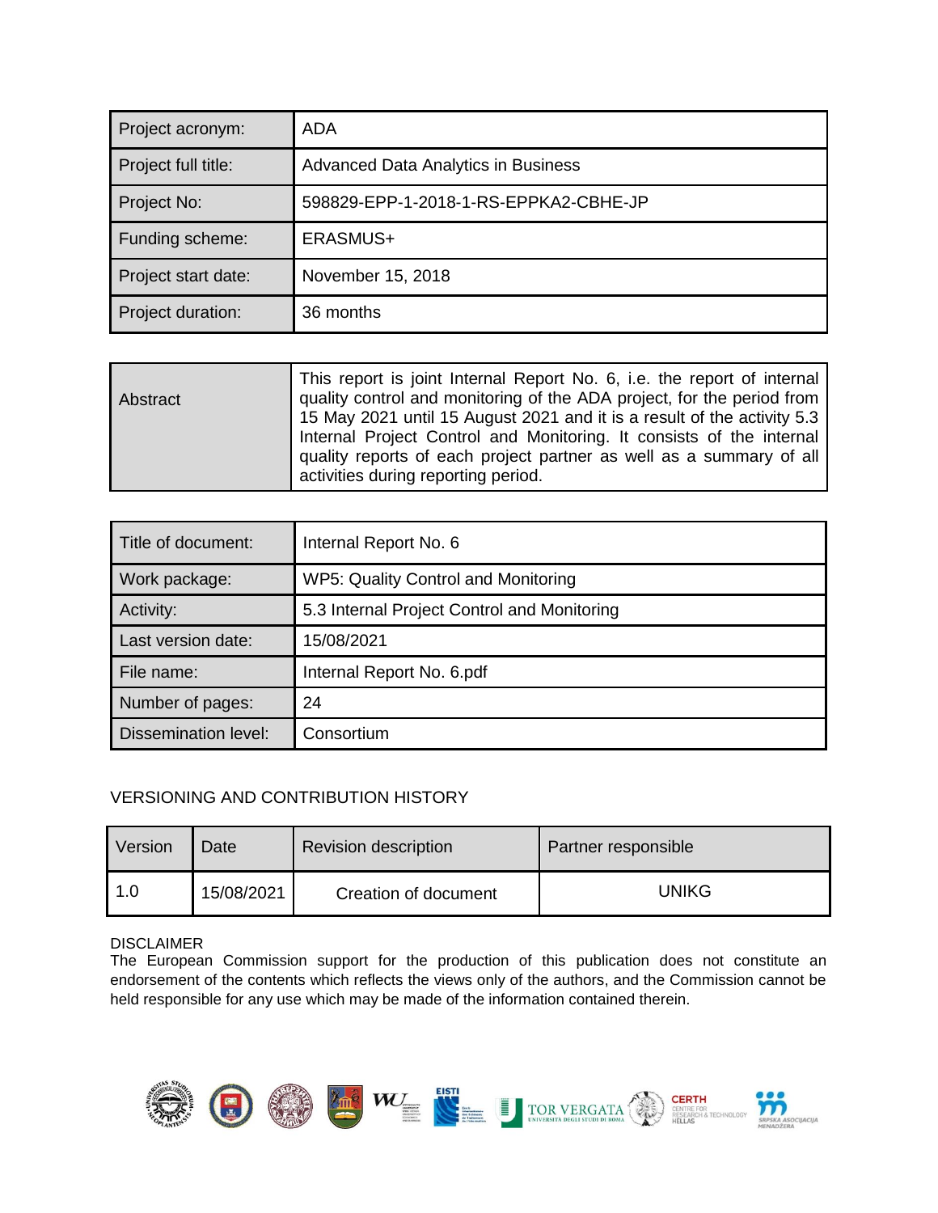| Project acronym: | ADA |
|---|---|
| Project full title: | Advanced Data Analytics in Business |
| Project No: | 598829-EPP-1-2018-1-RS-EPPKA2-CBHE-JP |
| Funding scheme: | ERASMUS+ |
| Project start date: | November 15, 2018 |
| Project duration: | 36 months |

| Abstract | This report is joint Internal Report No. 6, i.e. the report of internal quality control and monitoring of the ADA project, for the period from 15 May 2021 until 15 August 2021 and it is a result of the activity 5.3 Internal Project Control and Monitoring. It consists of the internal quality reports of each project partner as well as a summary of all activities during reporting period. |
|---|---|

| Title of document: | Internal Report No. 6 |
|---|---|
| Work package: | WP5: Quality Control and Monitoring |
| Activity: | 5.3 Internal Project Control and Monitoring |
| Last version date: | 15/08/2021 |
| File name: | Internal Report No. 6.pdf |
| Number of pages: | 24 |
| Dissemination level: | Consortium |

VERSIONING AND CONTRIBUTION HISTORY

| Version | Date | Revision description | Partner responsible |
|---|---|---|---|
| 1.0 | 15/08/2021 | Creation of document | UNIKG |

DISCLAIMER
The European Commission support for the production of this publication does not constitute an endorsement of the contents which reflects the views only of the authors, and the Commission cannot be held responsible for any use which may be made of the information contained therein.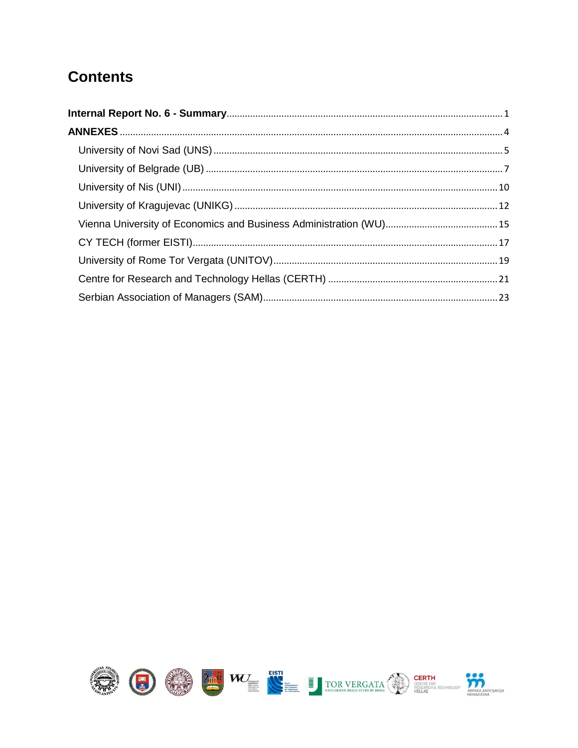# Contents

**Internal Report No. 6 - Summary** .......... 1

**ANNEXES** .......... 4

- University of Novi Sad (UNS) .......... 5
- University of Belgrade (UB) .......... 7
- University of Nis (UNI) .......... 10
- University of Kragujevac (UNIKG) .......... 12
- Vienna University of Economics and Business Administration (WU) .......... 15
- CY TECH (former EISTI) .......... 17
- University of Rome Tor Vergata (UNITOV) .......... 19
- Centre for Research and Technology Hellas (CERTH) .......... 21
- Serbian Association of Managers (SAM) .......... 23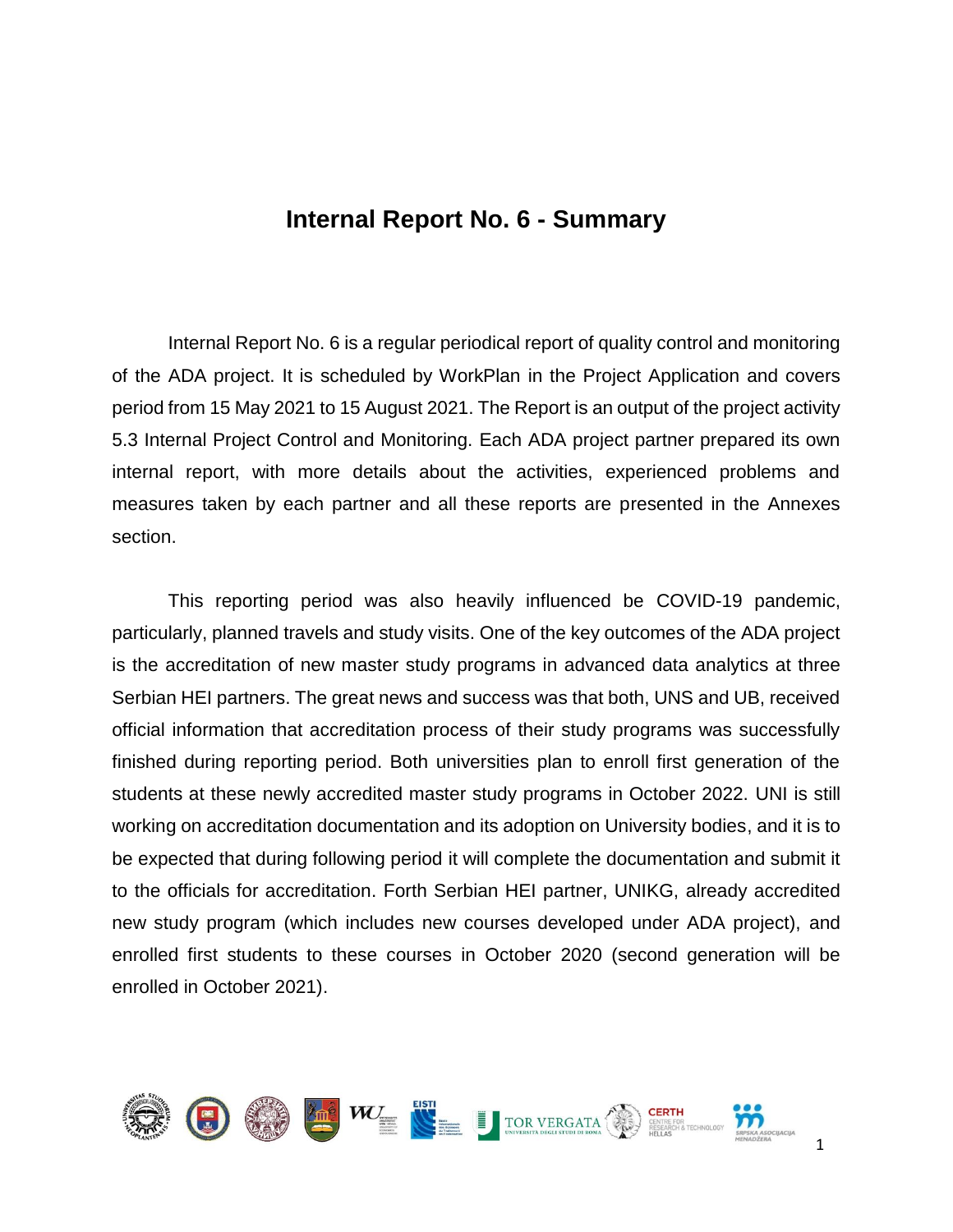# Internal Report No. 6 - Summary

Internal Report No. 6 is a regular periodical report of quality control and monitoring of the ADA project. It is scheduled by WorkPlan in the Project Application and covers period from 15 May 2021 to 15 August 2021. The Report is an output of the project activity 5.3 Internal Project Control and Monitoring. Each ADA project partner prepared its own internal report, with more details about the activities, experienced problems and measures taken by each partner and all these reports are presented in the Annexes section.

This reporting period was also heavily influenced be COVID-19 pandemic, particularly, planned travels and study visits. One of the key outcomes of the ADA project is the accreditation of new master study programs in advanced data analytics at three Serbian HEI partners. The great news and success was that both, UNS and UB, received official information that accreditation process of their study programs was successfully finished during reporting period. Both universities plan to enroll first generation of the students at these newly accredited master study programs in October 2022. UNI is still working on accreditation documentation and its adoption on University bodies, and it is to be expected that during following period it will complete the documentation and submit it to the officials for accreditation. Forth Serbian HEI partner, UNIKG, already accredited new study program (which includes new courses developed under ADA project), and enrolled first students to these courses in October 2020 (second generation will be enrolled in October 2021).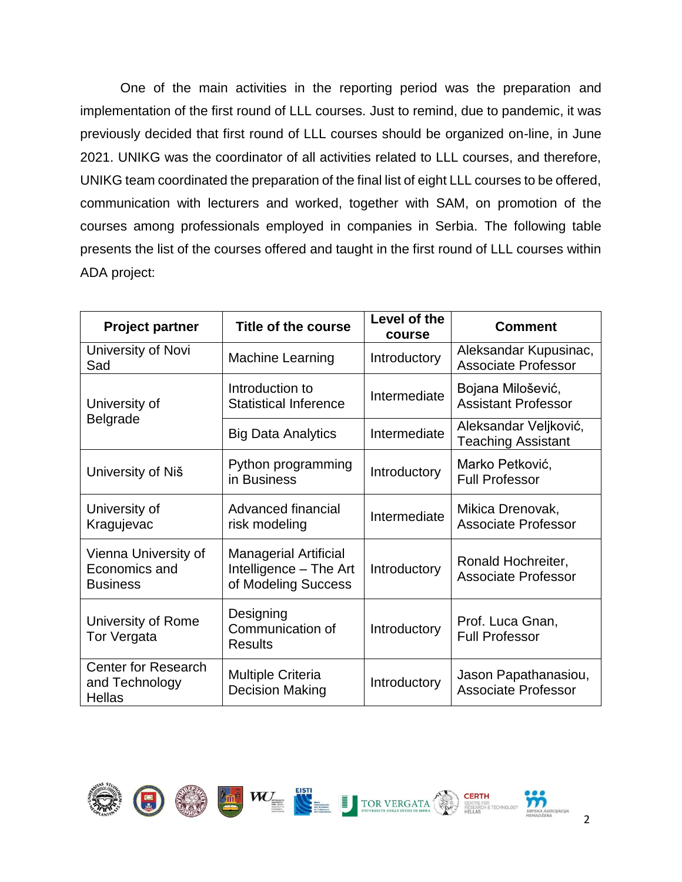One of the main activities in the reporting period was the preparation and implementation of the first round of LLL courses. Just to remind, due to pandemic, it was previously decided that first round of LLL courses should be organized on-line, in June 2021. UNIKG was the coordinator of all activities related to LLL courses, and therefore, UNIKG team coordinated the preparation of the final list of eight LLL courses to be offered, communication with lecturers and worked, together with SAM, on promotion of the courses among professionals employed in companies in Serbia. The following table presents the list of the courses offered and taught in the first round of LLL courses within ADA project:

| Project partner | Title of the course | Level of the course | Comment |
|---|---|---|---|
| University of Novi Sad | Machine Learning | Introductory | Aleksandar Kupusinac, Associate Professor |
| University of Belgrade | Introduction to Statistical Inference | Intermediate | Bojana Milošević, Assistant Professor |
| | Big Data Analytics | Intermediate | Aleksandar Veljković, Teaching Assistant |
| University of Niš | Python programming in Business | Introductory | Marko Petković, Full Professor |
| University of Kragujevac | Advanced financial risk modeling | Intermediate | Mikica Drenovak, Associate Professor |
| Vienna University of Economics and Business | Managerial Artificial Intelligence – The Art of Modeling Success | Introductory | Ronald Hochreiter, Associate Professor |
| University of Rome Tor Vergata | Designing Communication of Results | Introductory | Prof. Luca Gnan, Full Professor |
| Center for Research and Technology Hellas | Multiple Criteria Decision Making | Introductory | Jason Papathanasiou, Associate Professor |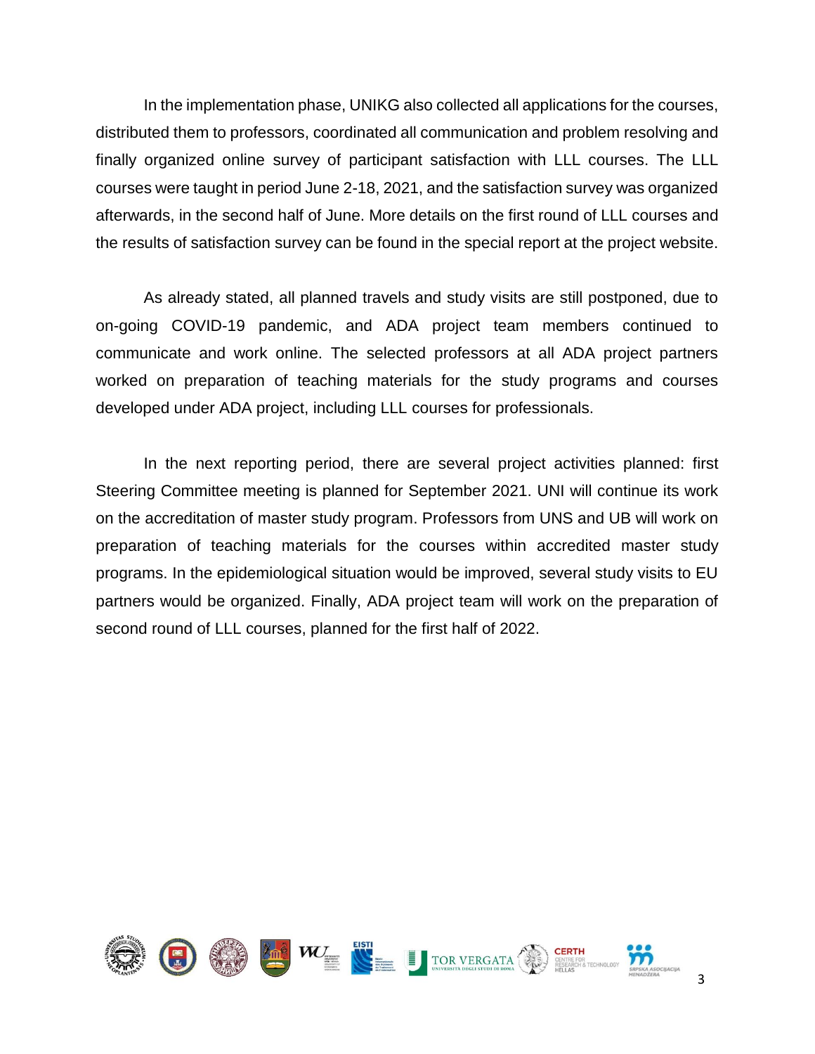In the implementation phase, UNIKG also collected all applications for the courses, distributed them to professors, coordinated all communication and problem resolving and finally organized online survey of participant satisfaction with LLL courses. The LLL courses were taught in period June 2-18, 2021, and the satisfaction survey was organized afterwards, in the second half of June. More details on the first round of LLL courses and the results of satisfaction survey can be found in the special report at the project website.

As already stated, all planned travels and study visits are still postponed, due to on-going COVID-19 pandemic, and ADA project team members continued to communicate and work online. The selected professors at all ADA project partners worked on preparation of teaching materials for the study programs and courses developed under ADA project, including LLL courses for professionals.

In the next reporting period, there are several project activities planned: first Steering Committee meeting is planned for September 2021. UNI will continue its work on the accreditation of master study program. Professors from UNS and UB will work on preparation of teaching materials for the courses within accredited master study programs. In the epidemiological situation would be improved, several study visits to EU partners would be organized. Finally, ADA project team will work on the preparation of second round of LLL courses, planned for the first half of 2022.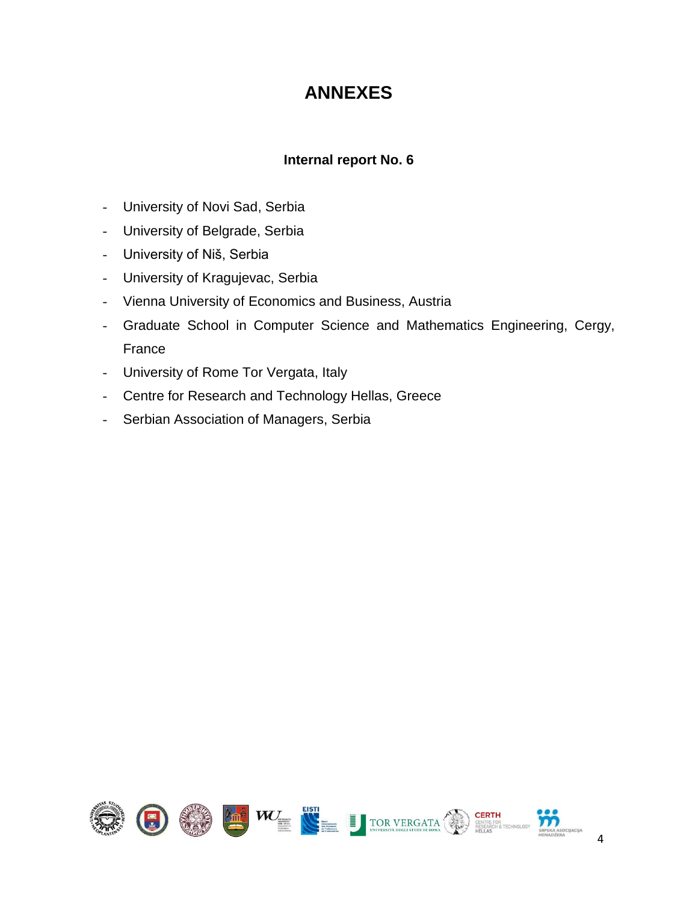# ANNEXES

### Internal report No. 6

- University of Novi Sad, Serbia
- University of Belgrade, Serbia
- University of Niš, Serbia
- University of Kragujevac, Serbia
- Vienna University of Economics and Business, Austria
- Graduate School in Computer Science and Mathematics Engineering, Cergy, France
- University of Rome Tor Vergata, Italy
- Centre for Research and Technology Hellas, Greece
- Serbian Association of Managers, Serbia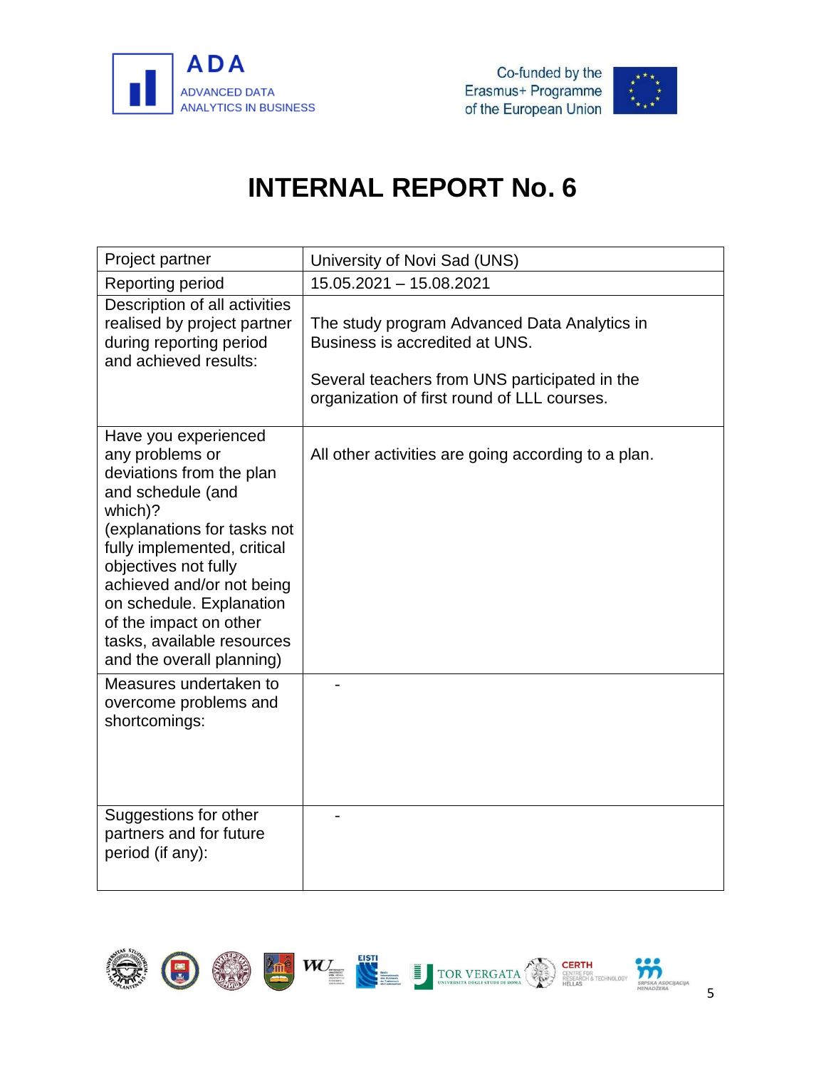# INTERNAL REPORT No. 6

| Project partner | University of Novi Sad (UNS) |
|---|---|
| Reporting period | 15.05.2021 – 15.08.2021 |
| Description of all activities realised by project partner during reporting period and achieved results: | The study program Advanced Data Analytics in Business is accredited at UNS.<br><br>Several teachers from UNS participated in the organization of first round of LLL courses. |
| Have you experienced any problems or deviations from the plan and schedule (and which)? (explanations for tasks not fully implemented, critical objectives not fully achieved and/or not being on schedule. Explanation of the impact on other tasks, available resources and the overall planning) | All other activities are going according to a plan. |
| Measures undertaken to overcome problems and shortcomings: | - |
| Suggestions for other partners and for future period (if any): | - |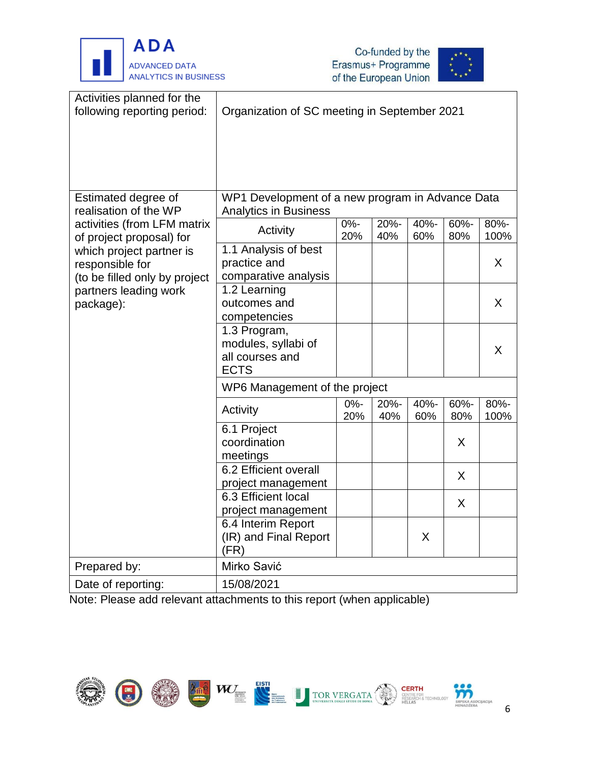| Activities planned for the following reporting period: | Organization of SC meeting in September 2021 | | | | | |
|---|---|---|---|---|---|---|
| Estimated degree of realisation of the WP activities (from LFM matrix of project proposal) for which project partner is responsible for (to be filled only by project partners leading work package): | WP1 Development of a new program in Advance Data Analytics in Business | | | | | |
| | Activity | 0%-20% | 20%-40% | 40%-60% | 60%-80% | 80%-100% |
| | 1.1 Analysis of best practice and comparative analysis | | | | | X |
| | 1.2 Learning outcomes and competencies | | | | | X |
| | 1.3 Program, modules, syllabi of all courses and ECTS | | | | | X |
| | WP6 Management of the project | | | | | |
| | Activity | 0%-20% | 20%-40% | 40%-60% | 60%-80% | 80%-100% |
| | 6.1 Project coordination meetings | | | | X | |
| | 6.2 Efficient overall project management | | | | X | |
| | 6.3 Efficient local project management | | | | X | |
| | 6.4 Interim Report (IR) and Final Report (FR) | | | X | | |
| Prepared by: | Mirko Savić | | | | | |
| Date of reporting: | 15/08/2021 | | | | | |

Note: Please add relevant attachments to this report (when applicable)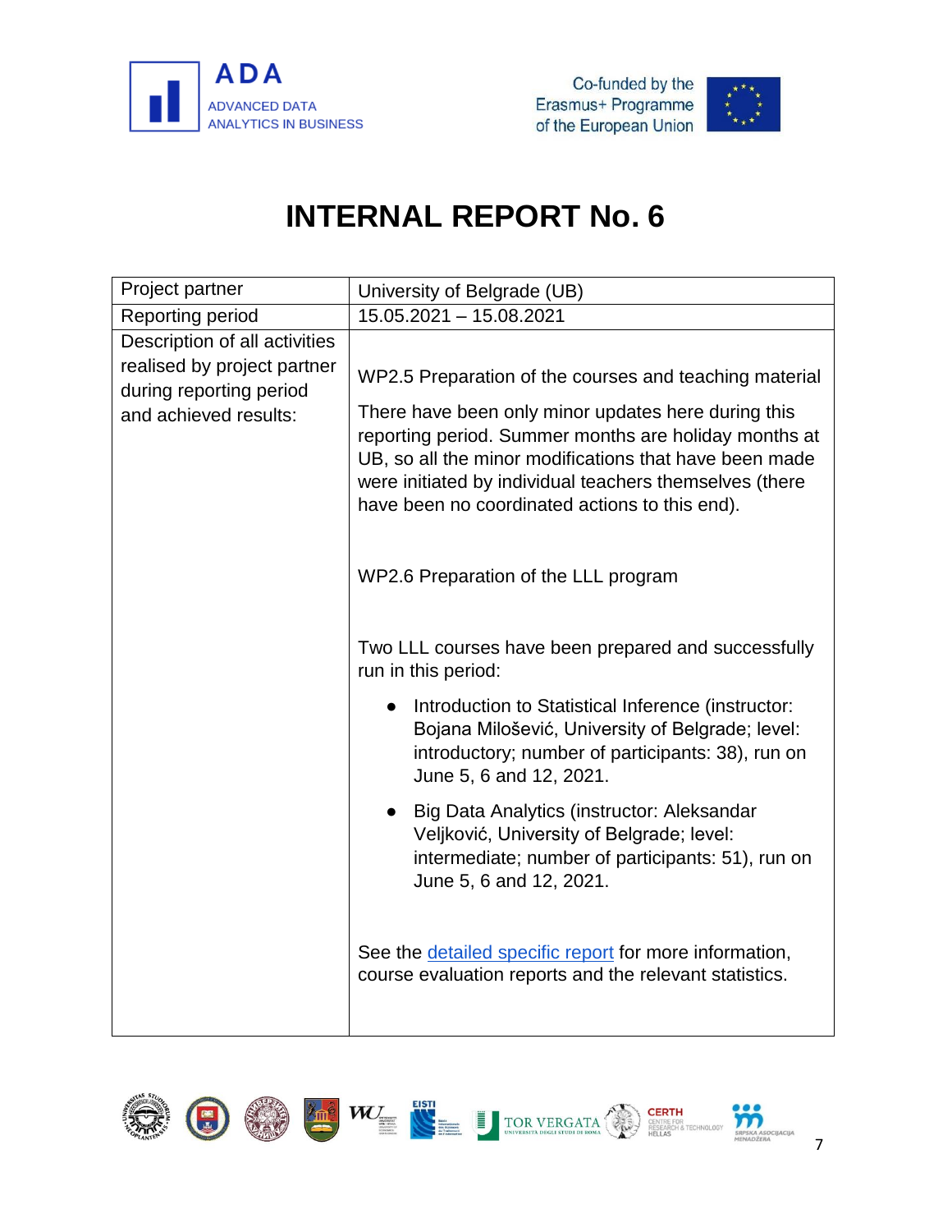# INTERNAL REPORT No. 6

| Project partner | University of Belgrade (UB) |
| --- | --- |
| Reporting period | 15.05.2021 – 15.08.2021 |
| Description of all activities realised by project partner during reporting period and achieved results: | WP2.5 Preparation of the courses and teaching material<br><br>There have been only minor updates here during this reporting period. Summer months are holiday months at UB, so all the minor modifications that have been made were initiated by individual teachers themselves (there have been no coordinated actions to this end).<br><br>WP2.6 Preparation of the LLL program<br><br>Two LLL courses have been prepared and successfully run in this period:<br><br>• Introduction to Statistical Inference (instructor: Bojana Milošević, University of Belgrade; level: introductory; number of participants: 38), run on June 5, 6 and 12, 2021.<br><br>• Big Data Analytics (instructor: Aleksandar Veljković, University of Belgrade; level: intermediate; number of participants: 51), run on June 5, 6 and 12, 2021.<br><br>See the detailed specific report for more information, course evaluation reports and the relevant statistics. |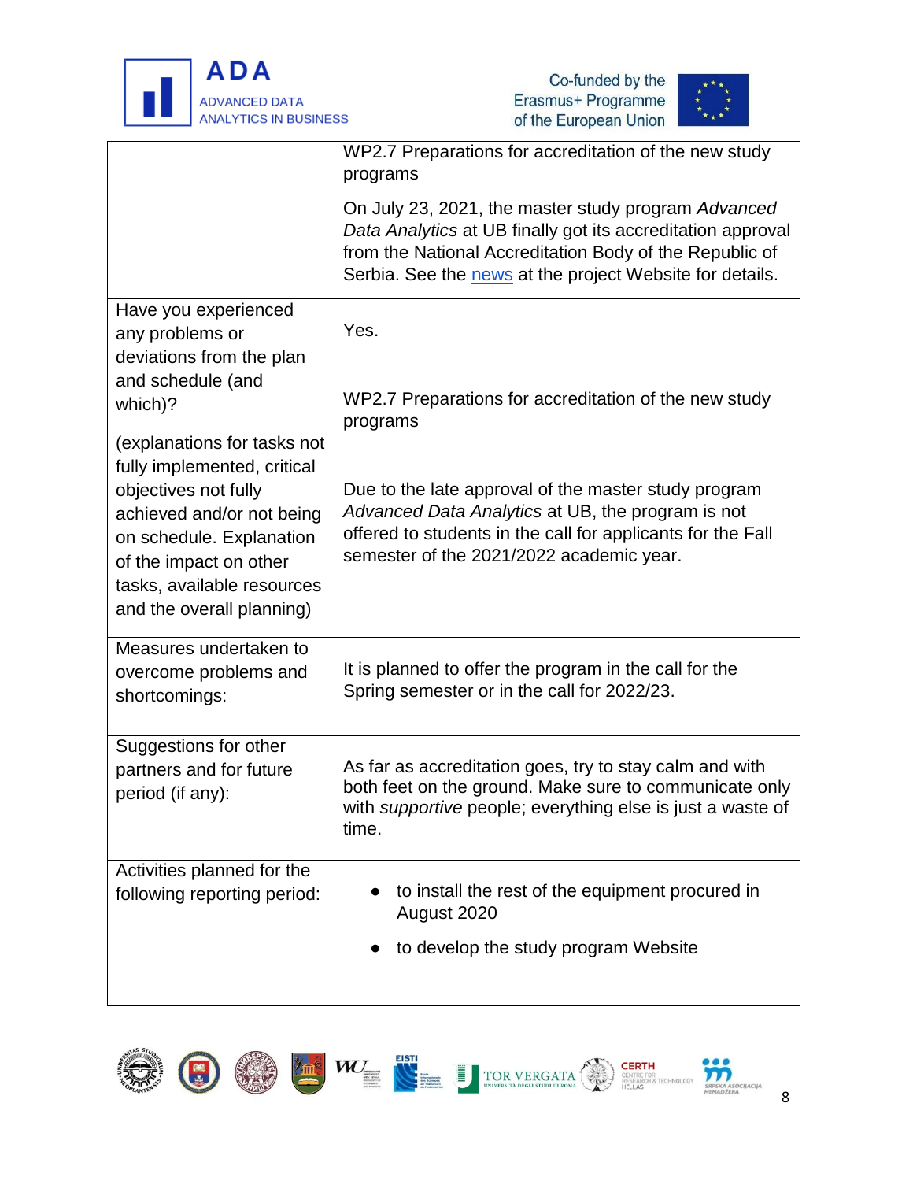| | |
|---|---|
| | WP2.7 Preparations for accreditation of the new study programs<br><br>On July 23, 2021, the master study program *Advanced Data Analytics* at UB finally got its accreditation approval from the National Accreditation Body of the Republic of Serbia. See the [news]() at the project Website for details. |
| Have you experienced any problems or deviations from the plan and schedule (and which)?<br><br>(explanations for tasks not fully implemented, critical objectives not fully achieved and/or not being on schedule. Explanation of the impact on other tasks, available resources and the overall planning) | Yes.<br><br>WP2.7 Preparations for accreditation of the new study programs<br><br>Due to the late approval of the master study program *Advanced Data Analytics* at UB, the program is not offered to students in the call for applicants for the Fall semester of the 2021/2022 academic year. |
| Measures undertaken to overcome problems and shortcomings: | It is planned to offer the program in the call for the Spring semester or in the call for 2022/23. |
| Suggestions for other partners and for future period (if any): | As far as accreditation goes, try to stay calm and with both feet on the ground. Make sure to communicate only with *supportive* people; everything else is just a waste of time. |
| Activities planned for the following reporting period: | • to install the rest of the equipment procured in August 2020<br><br>• to develop the study program Website |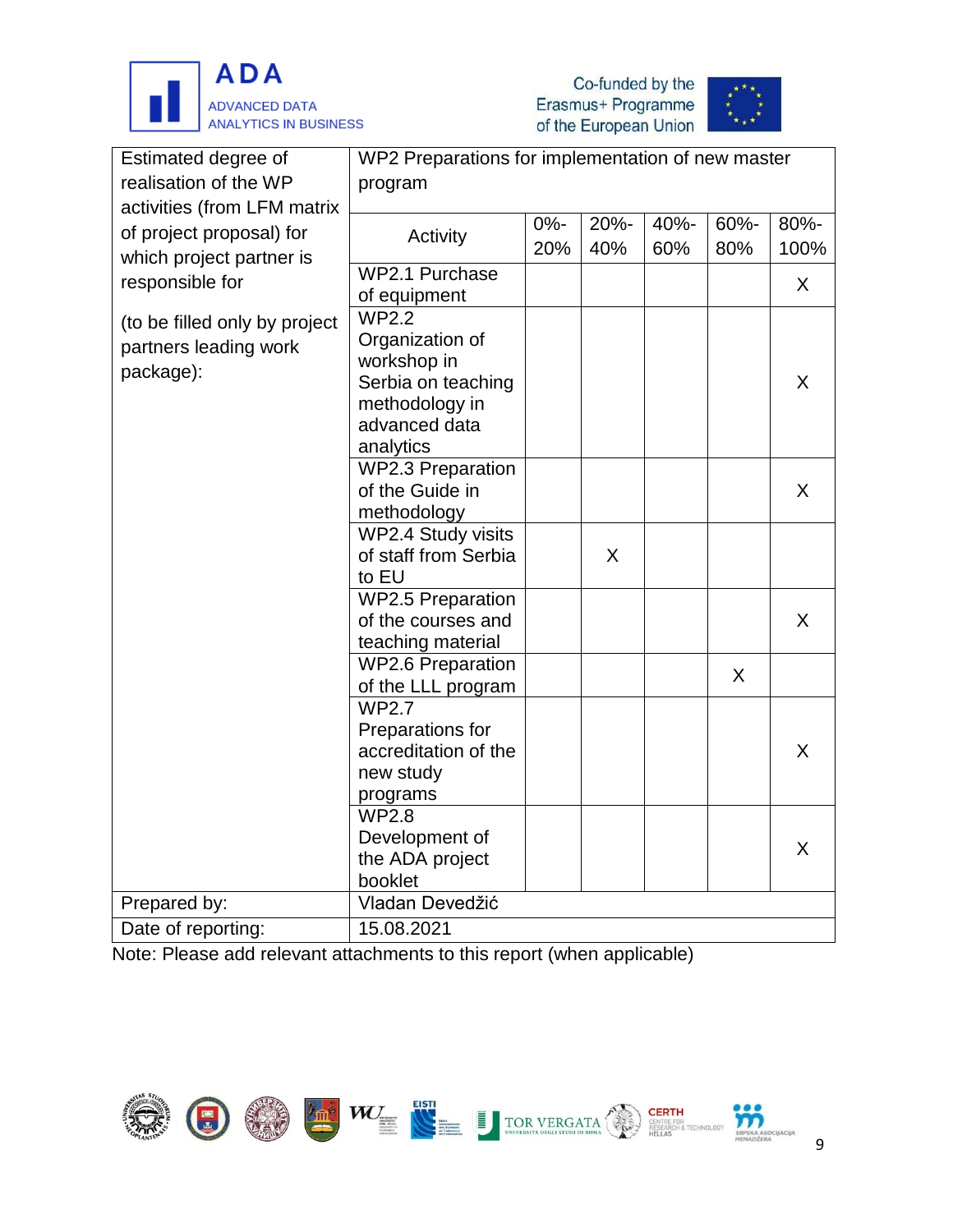| Estimated degree of realisation of the WP activities (from LFM matrix of project proposal) for which project partner is responsible for<br><br>(to be filled only by project partners leading work package): | WP2 Preparations for implementation of new master program | | | | | |
|---|---|---|---|---|---|---|
| | Activity | 0%-20% | 20%-40% | 40%-60% | 60%-80% | 80%-100% |
| | WP2.1 Purchase of equipment | | | | | X |
| | WP2.2 Organization of workshop in Serbia on teaching methodology in advanced data analytics | | | | | X |
| | WP2.3 Preparation of the Guide in methodology | | | | | X |
| | WP2.4 Study visits of staff from Serbia to EU | | X | | | |
| | WP2.5 Preparation of the courses and teaching material | | | | | X |
| | WP2.6 Preparation of the LLL program | | | | X | |
| | WP2.7 Preparations for accreditation of the new study programs | | | | | X |
| | WP2.8 Development of the ADA project booklet | | | | | X |
| Prepared by: | Vladan Devedžić | | | | | |
| Date of reporting: | 15.08.2021 | | | | | |

Note: Please add relevant attachments to this report (when applicable)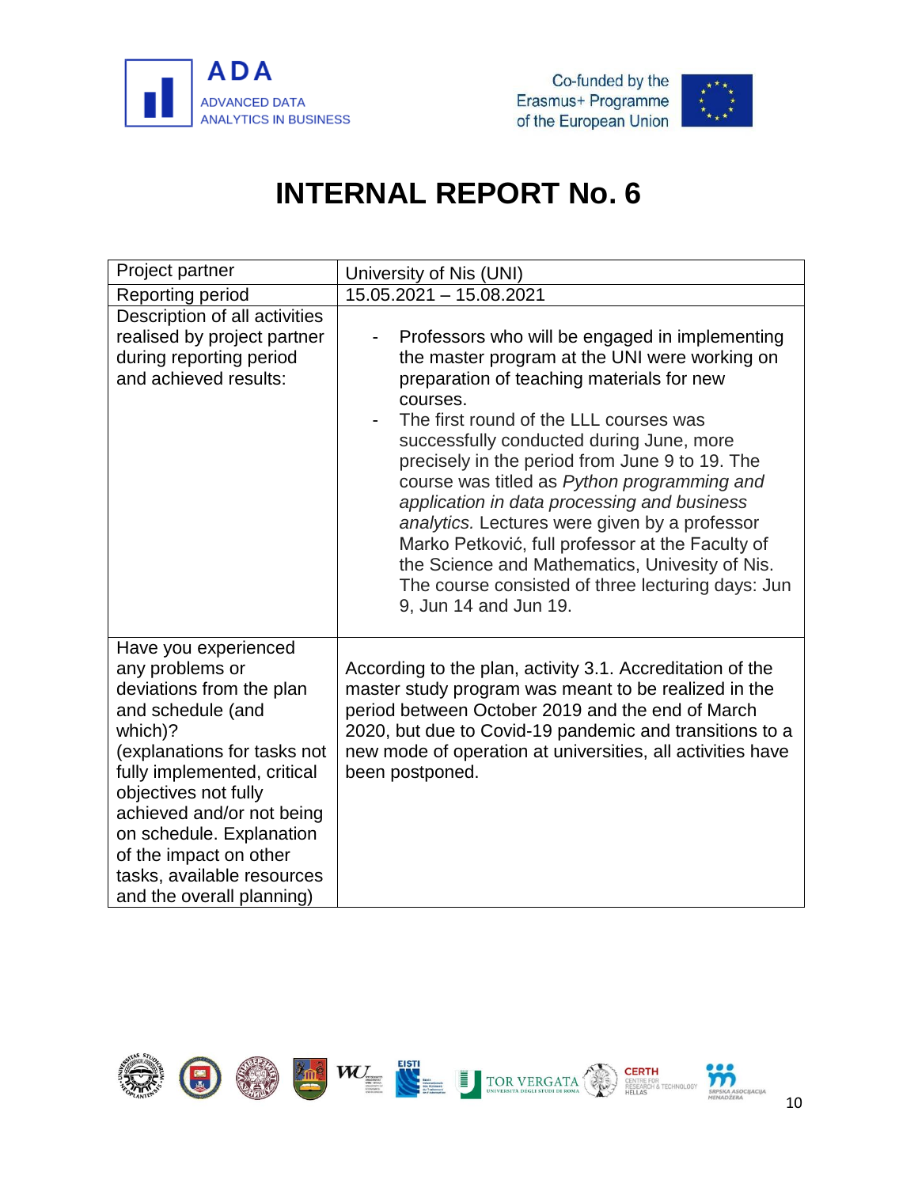# INTERNAL REPORT No. 6

| Project partner | University of Nis (UNI) |
| --- | --- |
| Reporting period | 15.05.2021 – 15.08.2021 |
| Description of all activities realised by project partner during reporting period and achieved results: | - Professors who will be engaged in implementing the master program at the UNI were working on preparation of teaching materials for new courses.<br>- The first round of the LLL courses was successfully conducted during June, more precisely in the period from June 9 to 19. The course was titled as *Python programming and application in data processing and business analytics.* Lectures were given by a professor Marko Petković, full professor at the Faculty of the Science and Mathematics, Univesity of Nis. The course consisted of three lecturing days: Jun 9, Jun 14 and Jun 19. |
| Have you experienced any problems or deviations from the plan and schedule (and which)?<br>(explanations for tasks not fully implemented, critical objectives not fully achieved and/or not being on schedule. Explanation of the impact on other tasks, available resources and the overall planning) | According to the plan, activity 3.1. Accreditation of the master study program was meant to be realized in the period between October 2019 and the end of March 2020, but due to Covid-19 pandemic and transitions to a new mode of operation at universities, all activities have been postponed. |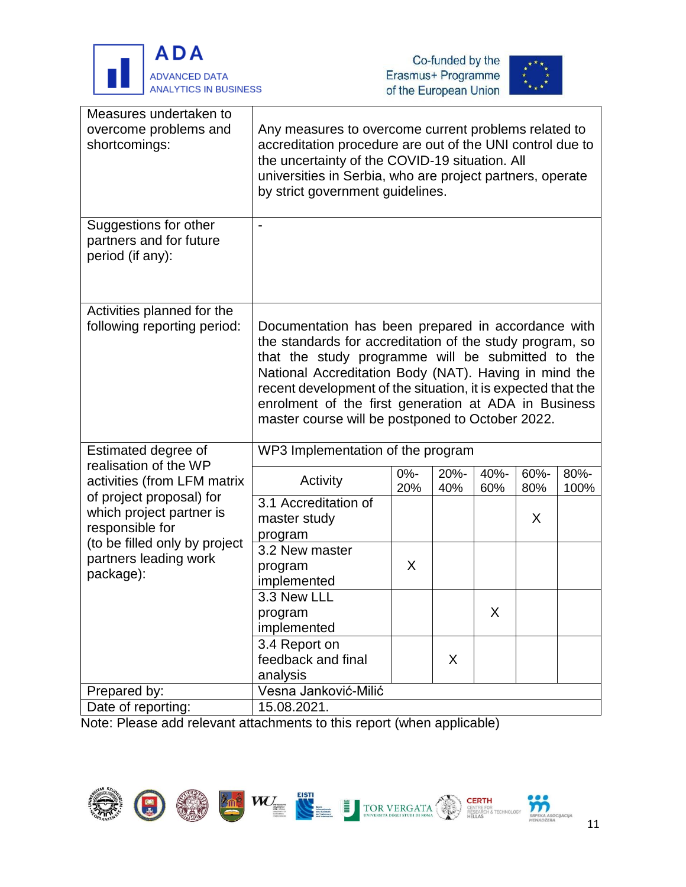| | |
|---|---|
| Measures undertaken to overcome problems and shortcomings: | Any measures to overcome current problems related to accreditation procedure are out of the UNI control due to the uncertainty of the COVID-19 situation. All universities in Serbia, who are project partners, operate by strict government guidelines. |
| Suggestions for other partners and for future period (if any): | - |
| Activities planned for the following reporting period: | Documentation has been prepared in accordance with the standards for accreditation of the study program, so that the study programme will be submitted to the National Accreditation Body (NAT). Having in mind the recent development of the situation, it is expected that the enrolment of the first generation at ADA in Business master course will be postponed to October 2022. |

| Estimated degree of realisation of the WP activities (from LFM matrix of project proposal) for which project partner is responsible for (to be filled only by project partners leading work package): | WP3 Implementation of the program | | | | | |
|---|---|---|---|---|---|---|
| | Activity | 0%-20% | 20%-40% | 40%-60% | 60%-80% | 80%-100% |
| | 3.1 Accreditation of master study program | | | | X | |
| | 3.2 New master program implemented | X | | | | |
| | 3.3 New LLL program implemented | | | X | | |
| | 3.4 Report on feedback and final analysis | | X | | | |
| Prepared by: | Vesna Janković-Milić | | | | | |
| Date of reporting: | 15.08.2021. | | | | | |

Note: Please add relevant attachments to this report (when applicable)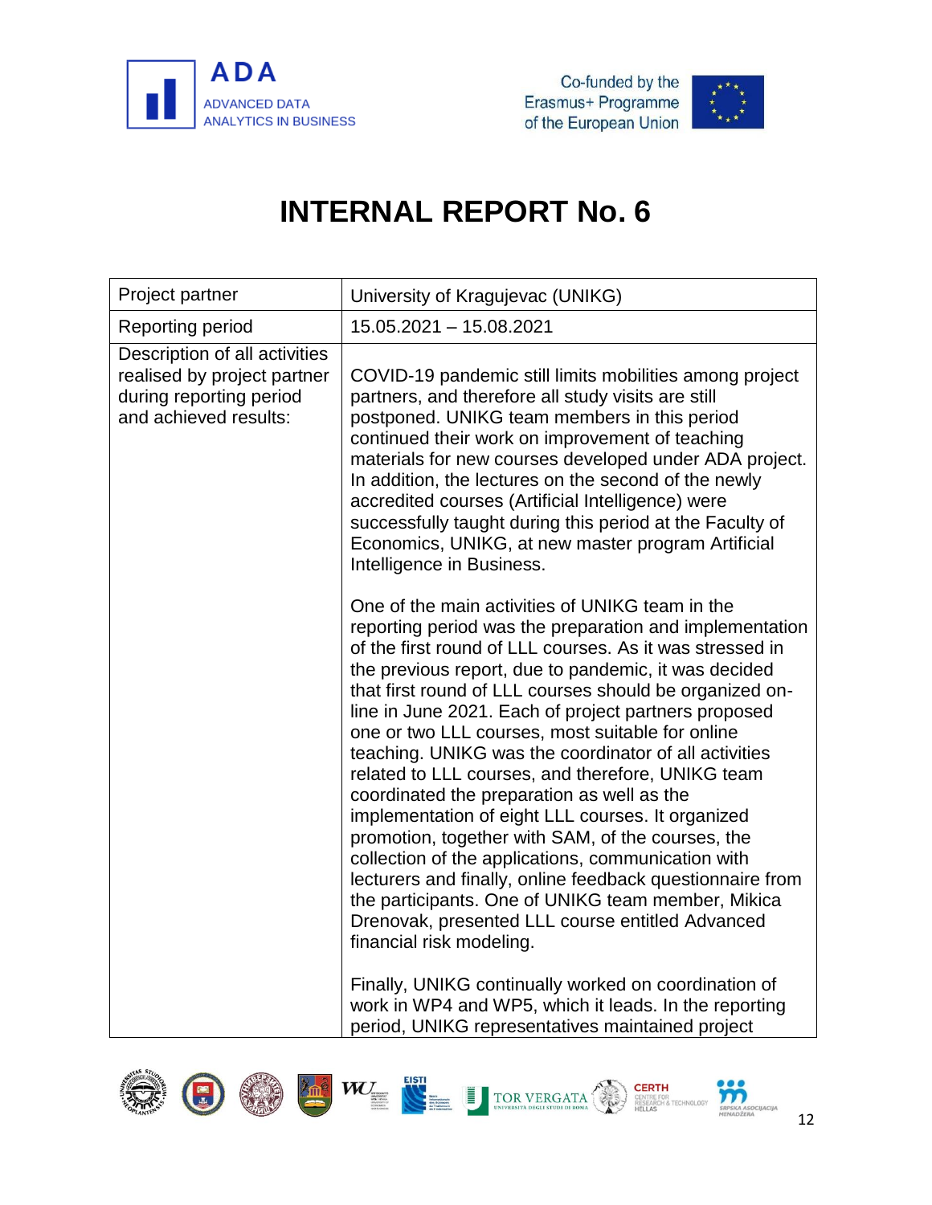# INTERNAL REPORT No. 6

| Project partner | University of Kragujevac (UNIKG) |
|---|---|
| Reporting period | 15.05.2021 – 15.08.2021 |
| Description of all activities realised by project partner during reporting period and achieved results: | COVID-19 pandemic still limits mobilities among project partners, and therefore all study visits are still postponed. UNIKG team members in this period continued their work on improvement of teaching materials for new courses developed under ADA project. In addition, the lectures on the second of the newly accredited courses (Artificial Intelligence) were successfully taught during this period at the Faculty of Economics, UNIKG, at new master program Artificial Intelligence in Business.<br><br>One of the main activities of UNIKG team in the reporting period was the preparation and implementation of the first round of LLL courses. As it was stressed in the previous report, due to pandemic, it was decided that first round of LLL courses should be organized on-line in June 2021. Each of project partners proposed one or two LLL courses, most suitable for online teaching. UNIKG was the coordinator of all activities related to LLL courses, and therefore, UNIKG team coordinated the preparation as well as the implementation of eight LLL courses. It organized promotion, together with SAM, of the courses, the collection of the applications, communication with lecturers and finally, online feedback questionnaire from the participants. One of UNIKG team member, Mikica Drenovak, presented LLL course entitled Advanced financial risk modeling.<br><br>Finally, UNIKG continually worked on coordination of work in WP4 and WP5, which it leads. In the reporting period, UNIKG representatives maintained project |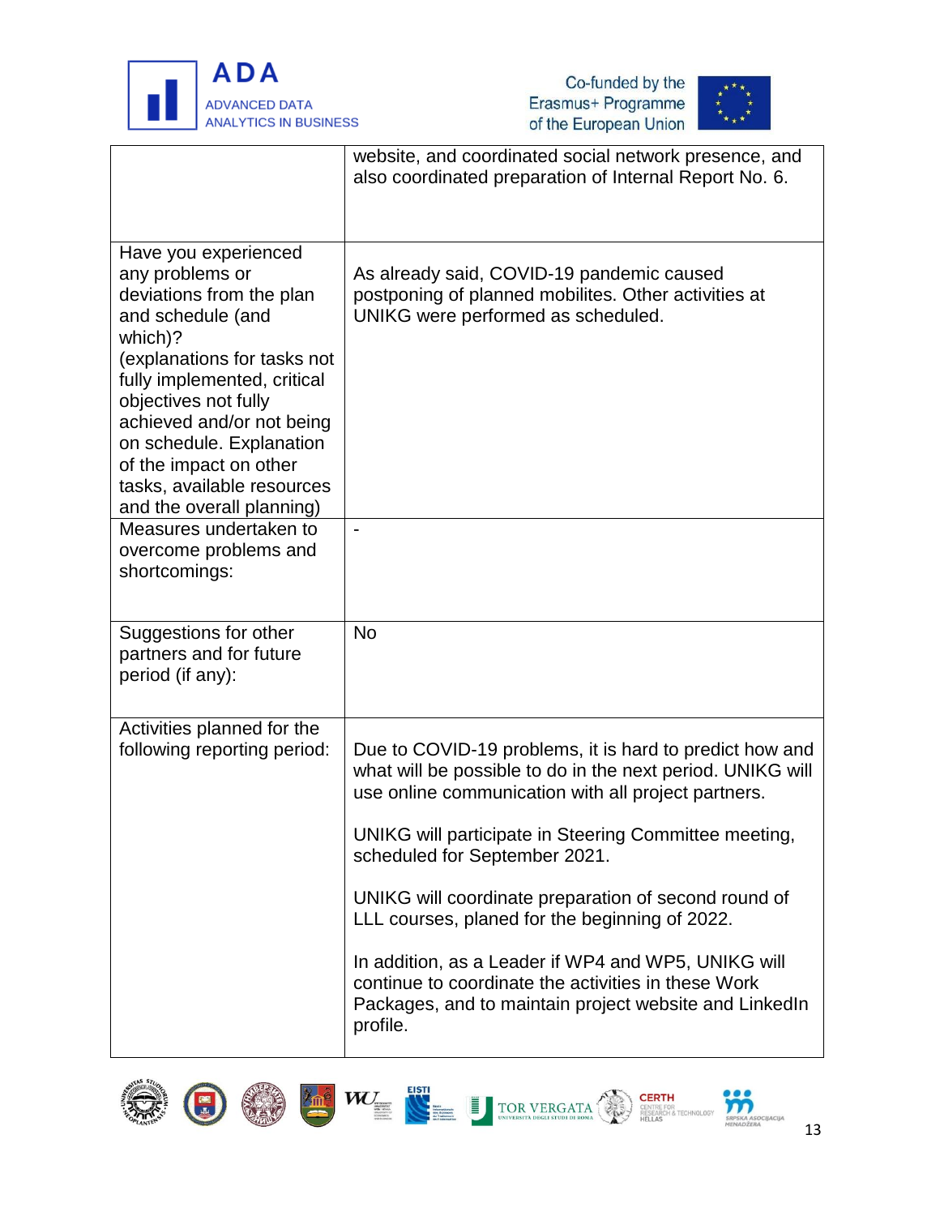| | |
|---|---|
| | website, and coordinated social network presence, and also coordinated preparation of Internal Report No. 6. |
| Have you experienced any problems or deviations from the plan and schedule (and which)? (explanations for tasks not fully implemented, critical objectives not fully achieved and/or not being on schedule. Explanation of the impact on other tasks, available resources and the overall planning) | As already said, COVID-19 pandemic caused postponing of planned mobilites. Other activities at UNIKG were performed as scheduled. |
| Measures undertaken to overcome problems and shortcomings: | - |
| Suggestions for other partners and for future period (if any): | No |
| Activities planned for the following reporting period: | Due to COVID-19 problems, it is hard to predict how and what will be possible to do in the next period. UNIKG will use online communication with all project partners.<br><br>UNIKG will participate in Steering Committee meeting, scheduled for September 2021.<br><br>UNIKG will coordinate preparation of second round of LLL courses, planed for the beginning of 2022.<br><br>In addition, as a Leader if WP4 and WP5, UNIKG will continue to coordinate the activities in these Work Packages, and to maintain project website and LinkedIn profile. |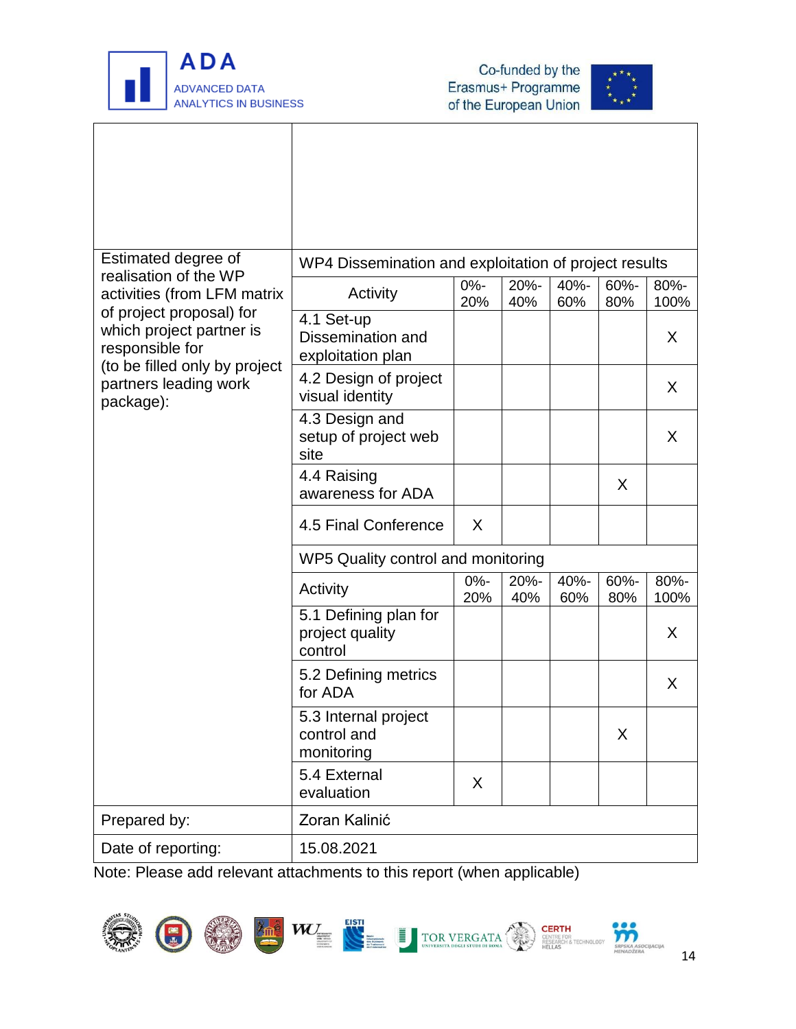| | | | | | | |
|---|---|---|---|---|---|---|
| | | | | | | |
| Estimated degree of realisation of the WP activities (from LFM matrix of project proposal) for which project partner is responsible for (to be filled only by project partners leading work package): | WP4 Dissemination and exploitation of project results | | | | | |
| | Activity | 0%-20% | 20%-40% | 40%-60% | 60%-80% | 80%-100% |
| | 4.1 Set-up Dissemination and exploitation plan | | | | | X |
| | 4.2 Design of project visual identity | | | | | X |
| | 4.3 Design and setup of project web site | | | | | X |
| | 4.4 Raising awareness for ADA | | | | X | |
| | 4.5 Final Conference | X | | | | |
| | WP5 Quality control and monitoring | | | | | |
| | Activity | 0%-20% | 20%-40% | 40%-60% | 60%-80% | 80%-100% |
| | 5.1 Defining plan for project quality control | | | | | X |
| | 5.2 Defining metrics for ADA | | | | | X |
| | 5.3 Internal project control and monitoring | | | | X | |
| | 5.4 External evaluation | X | | | | |
| Prepared by: | Zoran Kalinić | | | | | |
| Date of reporting: | 15.08.2021 | | | | | |

Note: Please add relevant attachments to this report (when applicable)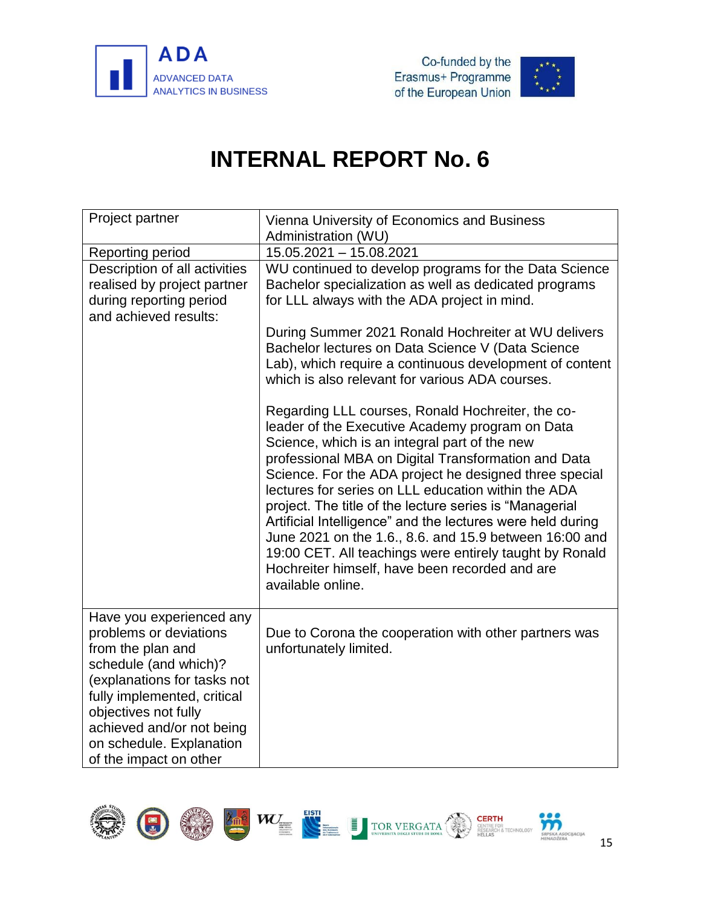# INTERNAL REPORT No. 6

| Project partner | Vienna University of Economics and Business Administration (WU) |
|---|---|
| Reporting period | 15.05.2021 – 15.08.2021 |
| Description of all activities realised by project partner during reporting period and achieved results: | WU continued to develop programs for the Data Science Bachelor specialization as well as dedicated programs for LLL always with the ADA project in mind.<br><br>During Summer 2021 Ronald Hochreiter at WU delivers Bachelor lectures on Data Science V (Data Science Lab), which require a continuous development of content which is also relevant for various ADA courses.<br><br>Regarding LLL courses, Ronald Hochreiter, the co-leader of the Executive Academy program on Data Science, which is an integral part of the new professional MBA on Digital Transformation and Data Science. For the ADA project he designed three special lectures for series on LLL education within the ADA project. The title of the lecture series is “Managerial Artificial Intelligence” and the lectures were held during June 2021 on the 1.6., 8.6. and 15.9 between 16:00 and 19:00 CET. All teachings were entirely taught by Ronald Hochreiter himself, have been recorded and are available online. |
| Have you experienced any problems or deviations from the plan and schedule (and which)? (explanations for tasks not fully implemented, critical objectives not fully achieved and/or not being on schedule. Explanation of the impact on other | Due to Corona the cooperation with other partners was unfortunately limited. |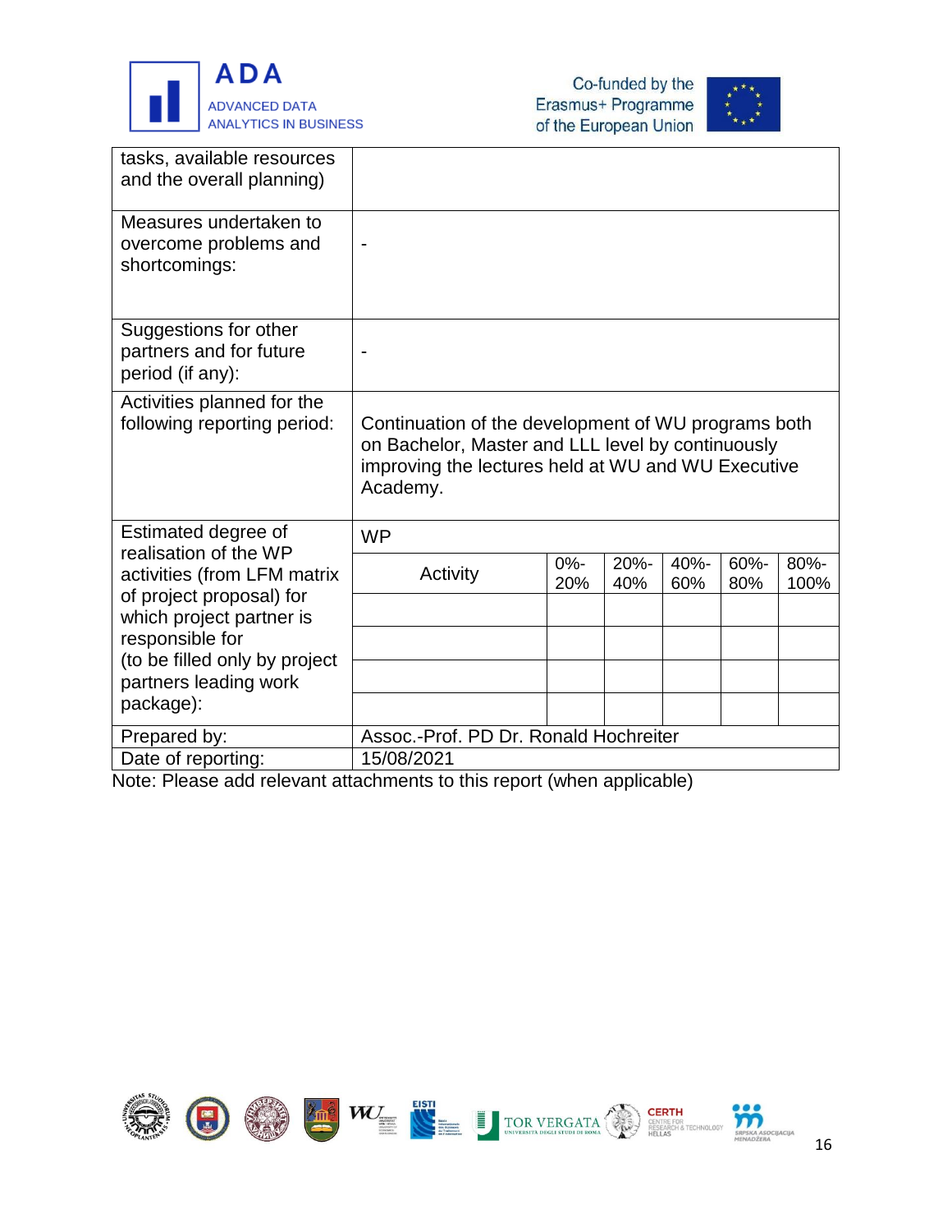| | |
|---|---|
| tasks, available resources and the overall planning) | |
| Measures undertaken to overcome problems and shortcomings: | - |
| Suggestions for other partners and for future period (if any): | - |
| Activities planned for the following reporting period: | Continuation of the development of WU programs both on Bachelor, Master and LLL level by continuously improving the lectures held at WU and WU Executive Academy. |

| Estimated degree of realisation of the WP activities (from LFM matrix of project proposal) for which project partner is responsible for (to be filled only by project partners leading work package): | WP | | | | | |
|---|---|---|---|---|---|---|
| | Activity | 0%-20% | 20%-40% | 40%-60% | 60%-80% | 80%-100% |
| | | | | | | |
| | | | | | | |
| | | | | | | |
| | | | | | | |
| Prepared by: | Assoc.-Prof. PD Dr. Ronald Hochreiter | | | | | |
| Date of reporting: | 15/08/2021 | | | | | |

Note: Please add relevant attachments to this report (when applicable)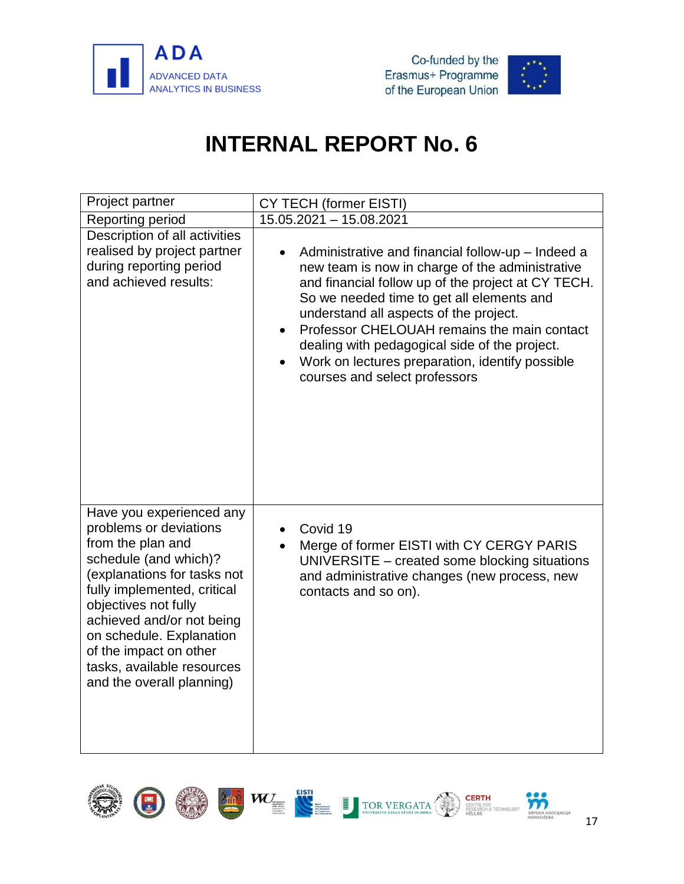# INTERNAL REPORT No. 6

| Project partner | CY TECH (former EISTI) |
|---|---|
| Reporting period | 15.05.2021 – 15.08.2021 |
| Description of all activities realised by project partner during reporting period and achieved results: | • Administrative and financial follow-up – Indeed a new team is now in charge of the administrative and financial follow up of the project at CY TECH. So we needed time to get all elements and understand all aspects of the project.<br>• Professor CHELOUAH remains the main contact dealing with pedagogical side of the project.<br>• Work on lectures preparation, identify possible courses and select professors |
| Have you experienced any problems or deviations from the plan and schedule (and which)? (explanations for tasks not fully implemented, critical objectives not fully achieved and/or not being on schedule. Explanation of the impact on other tasks, available resources and the overall planning) | • Covid 19<br>• Merge of former EISTI with CY CERGY PARIS UNIVERSITE – created some blocking situations and administrative changes (new process, new contacts and so on). |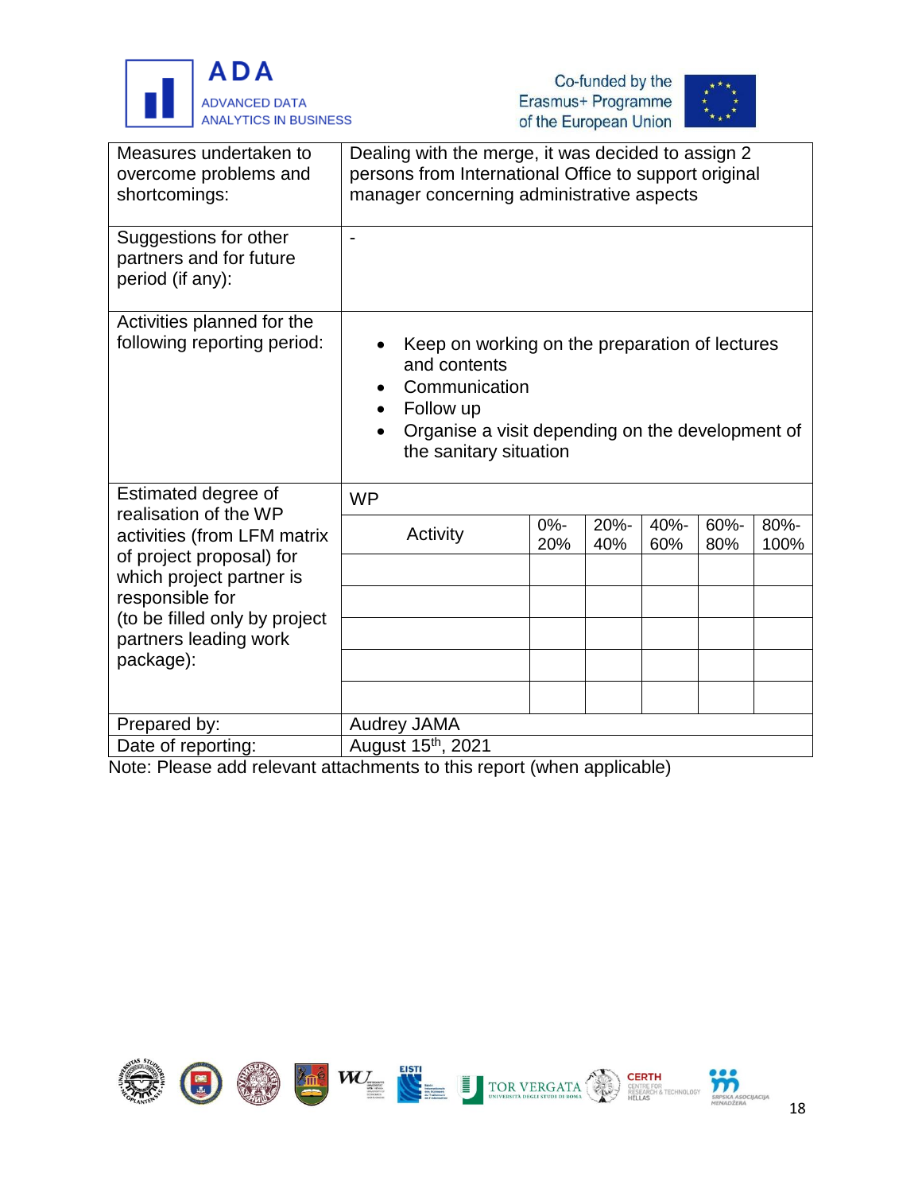| Measures undertaken to overcome problems and shortcomings: | Dealing with the merge, it was decided to assign 2 persons from International Office to support original manager concerning administrative aspects | | | | | |
|---|---|---|---|---|---|---|
| Suggestions for other partners and for future period (if any): | - | | | | | |
| Activities planned for the following reporting period: | <ul><li>Keep on working on the preparation of lectures and contents</li><li>Communication</li><li>Follow up</li><li>Organise a visit depending on the development of the sanitary situation</li></ul> | | | | | |
| Estimated degree of realisation of the WP activities (from LFM matrix of project proposal) for which project partner is responsible for (to be filled only by project partners leading work package): | WP | | | | | |
| | Activity | 0%-20% | 20%-40% | 40%-60% | 60%-80% | 80%-100% |
| | | | | | | |
| | | | | | | |
| | | | | | | |
| | | | | | | |
| | | | | | | |
| Prepared by: | Audrey JAMA | | | | | |
| Date of reporting: | August 15th, 2021 | | | | | |

Note: Please add relevant attachments to this report (when applicable)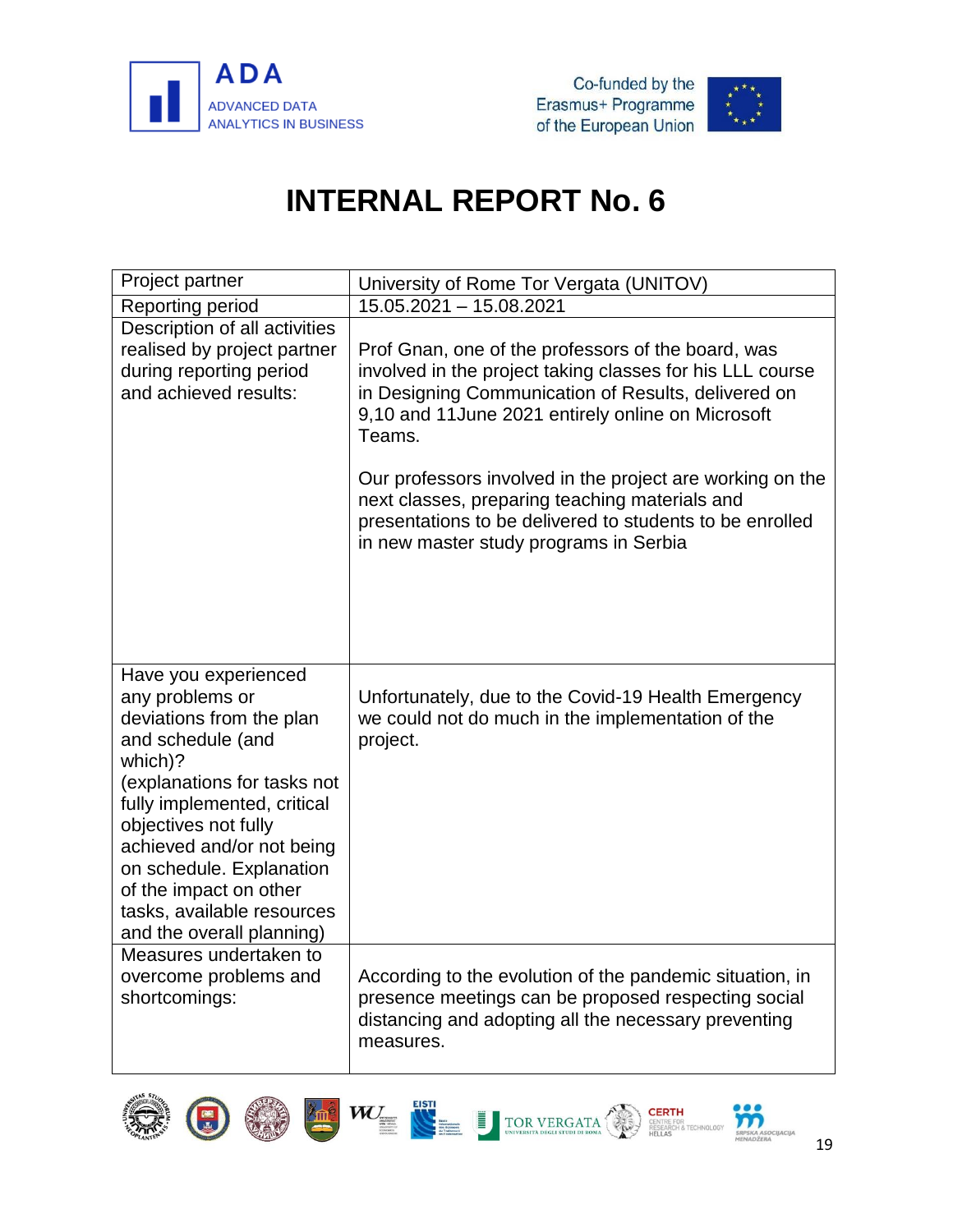# INTERNAL REPORT No. 6

| Project partner | University of Rome Tor Vergata (UNITOV) |
|---|---|
| Reporting period | 15.05.2021 – 15.08.2021 |
| Description of all activities realised by project partner during reporting period and achieved results: | Prof Gnan, one of the professors of the board, was involved in the project taking classes for his LLL course in Designing Communication of Results, delivered on 9,10 and 11June 2021 entirely online on Microsoft Teams.<br><br>Our professors involved in the project are working on the next classes, preparing teaching materials and presentations to be delivered to students to be enrolled in new master study programs in Serbia |
| Have you experienced any problems or deviations from the plan and schedule (and which)?<br>(explanations for tasks not fully implemented, critical objectives not fully achieved and/or not being on schedule. Explanation of the impact on other tasks, available resources and the overall planning) | Unfortunately, due to the Covid-19 Health Emergency we could not do much in the implementation of the project. |
| Measures undertaken to overcome problems and shortcomings: | According to the evolution of the pandemic situation, in presence meetings can be proposed respecting social distancing and adopting all the necessary preventing measures. |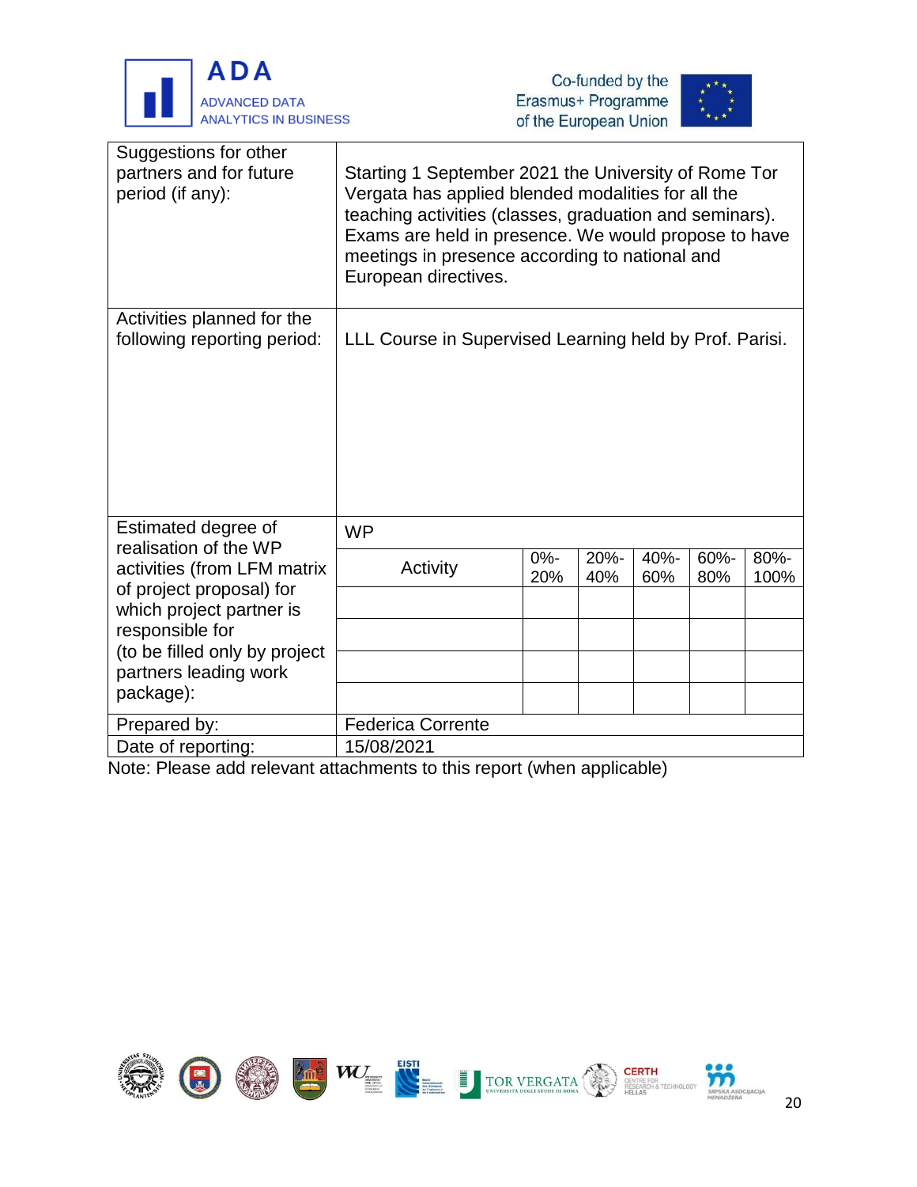<table>
<tr>
<td>Suggestions for other partners and for future period (if any):</td>
<td colspan="6">Starting 1 September 2021 the University of Rome Tor Vergata has applied blended modalities for all the teaching activities (classes, graduation and seminars). Exams are held in presence. We would propose to have meetings in presence according to national and European directives.</td>
</tr>
<tr>
<td>Activities planned for the following reporting period:</td>
<td colspan="6">LLL Course in Supervised Learning held by Prof. Parisi.</td>
</tr>
<tr>
<td rowspan="6">Estimated degree of realisation of the WP activities (from LFM matrix of project proposal) for which project partner is responsible for (to be filled only by project partners leading work package):</td>
<td colspan="6">WP</td>
</tr>
<tr>
<td>Activity</td>
<td>0%-20%</td>
<td>20%-40%</td>
<td>40%-60%</td>
<td>60%-80%</td>
<td>80%-100%</td>
</tr>
<tr>
<td></td><td></td><td></td><td></td><td></td><td></td>
</tr>
<tr>
<td></td><td></td><td></td><td></td><td></td><td></td>
</tr>
<tr>
<td></td><td></td><td></td><td></td><td></td><td></td>
</tr>
<tr>
<td></td><td></td><td></td><td></td><td></td><td></td>
</tr>
<tr>
<td>Prepared by:</td>
<td colspan="6">Federica Corrente</td>
</tr>
<tr>
<td>Date of reporting:</td>
<td colspan="6">15/08/2021</td>
</tr>
</table>

Note: Please add relevant attachments to this report (when applicable)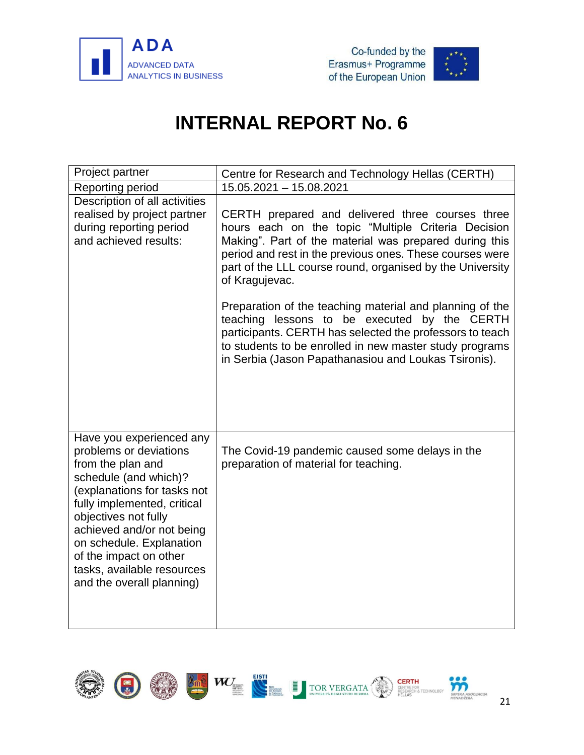# INTERNAL REPORT No. 6

| Project partner | Centre for Research and Technology Hellas (CERTH) |
|---|---|
| Reporting period | 15.05.2021 – 15.08.2021 |
| Description of all activities realised by project partner during reporting period and achieved results: | CERTH prepared and delivered three courses three hours each on the topic “Multiple Criteria Decision Making”. Part of the material was prepared during this period and rest in the previous ones. These courses were part of the LLL course round, organised by the University of Kragujevac.<br><br>Preparation of the teaching material and planning of the teaching lessons to be executed by the CERTH participants. CERTH has selected the professors to teach to students to be enrolled in new master study programs in Serbia (Jason Papathanasiou and Loukas Tsironis). |
| Have you experienced any problems or deviations from the plan and schedule (and which)? (explanations for tasks not fully implemented, critical objectives not fully achieved and/or not being on schedule. Explanation of the impact on other tasks, available resources and the overall planning) | The Covid-19 pandemic caused some delays in the preparation of material for teaching. |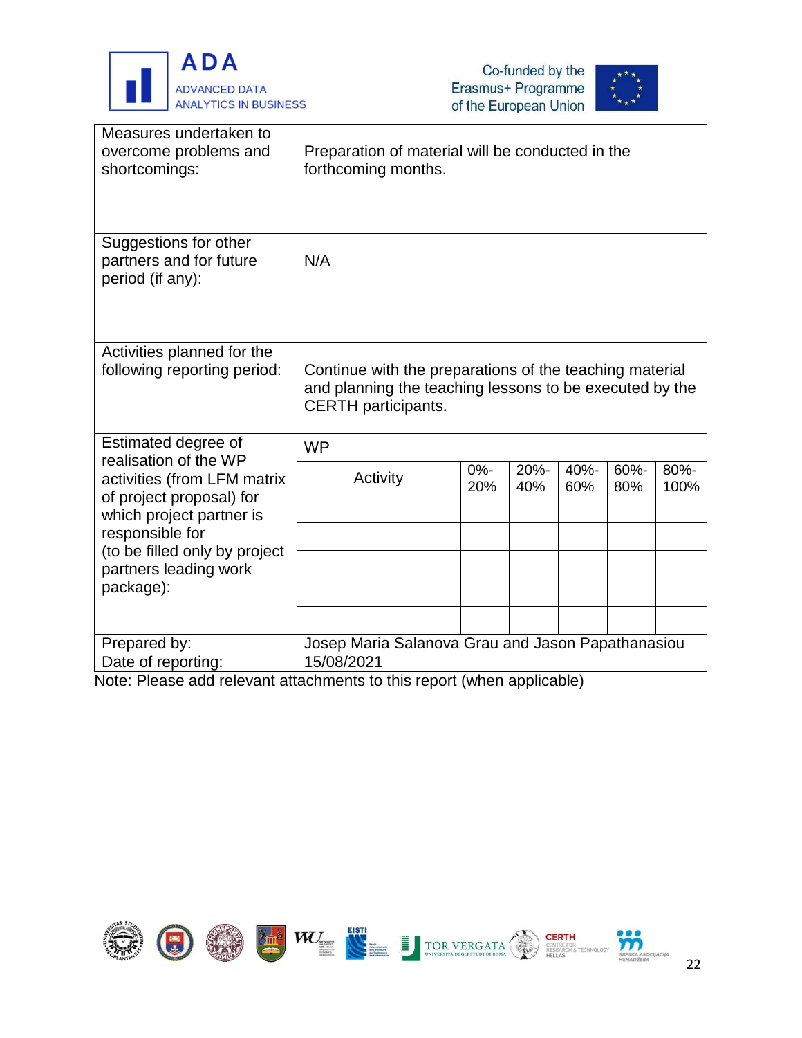| | |
|---|---|
| Measures undertaken to overcome problems and shortcomings: | Preparation of material will be conducted in the forthcoming months. |
| Suggestions for other partners and for future period (if any): | N/A |
| Activities planned for the following reporting period: | Continue with the preparations of the teaching material and planning the teaching lessons to be executed by the CERTH participants. |

Estimated degree of realisation of the WP activities (from LFM matrix of project proposal) for which project partner is responsible for (to be filled only by project partners leading work package):

WP

| Activity | 0%-20% | 20%-40% | 40%-60% | 60%-80% | 80%-100% |
|---|---|---|---|---|---|
| | | | | | |
| | | | | | |
| | | | | | |
| | | | | | |
| | | | | | |

| | |
|---|---|
| Prepared by: | Josep Maria Salanova Grau and Jason Papathanasiou |
| Date of reporting: | 15/08/2021 |

Note: Please add relevant attachments to this report (when applicable)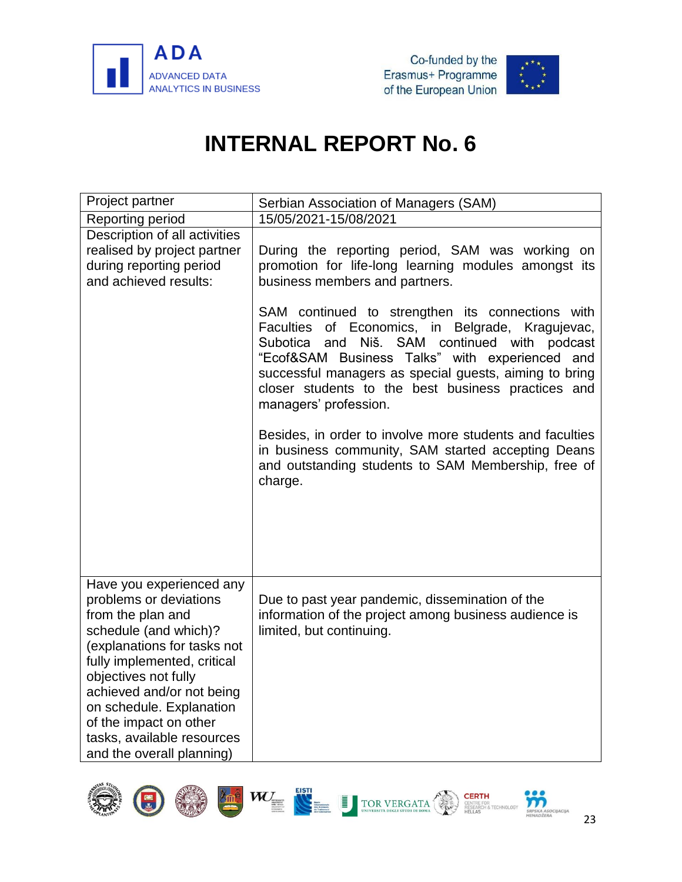# INTERNAL REPORT No. 6

| Project partner | Serbian Association of Managers (SAM) |
|---|---|
| Reporting period | 15/05/2021-15/08/2021 |
| Description of all activities realised by project partner during reporting period and achieved results: | During the reporting period, SAM was working on promotion for life-long learning modules amongst its business members and partners.<br><br>SAM continued to strengthen its connections with Faculties of Economics, in Belgrade, Kragujevac, Subotica and Niš. SAM continued with podcast “Ecof&SAM Business Talks” with experienced and successful managers as special guests, aiming to bring closer students to the best business practices and managers' profession.<br><br>Besides, in order to involve more students and faculties in business community, SAM started accepting Deans and outstanding students to SAM Membership, free of charge. |
| Have you experienced any problems or deviations from the plan and schedule (and which)? (explanations for tasks not fully implemented, critical objectives not fully achieved and/or not being on schedule. Explanation of the impact on other tasks, available resources and the overall planning) | Due to past year pandemic, dissemination of the information of the project among business audience is limited, but continuing. |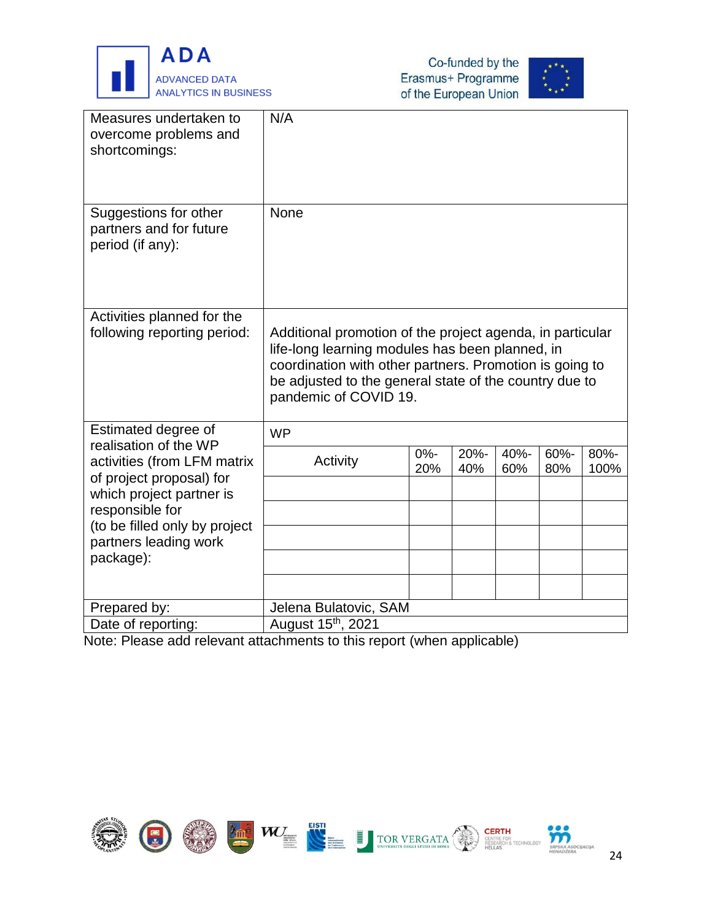| | | | | | | |
|---|---|---|---|---|---|---|
| Measures undertaken to overcome problems and shortcomings: | N/A | | | | | |
| Suggestions for other partners and for future period (if any): | None | | | | | |
| Activities planned for the following reporting period: | Additional promotion of the project agenda, in particular life-long learning modules has been planned, in coordination with other partners. Promotion is going to be adjusted to the general state of the country due to pandemic of COVID 19. | | | | | |
| Estimated degree of realisation of the WP activities (from LFM matrix of project proposal) for which project partner is responsible for (to be filled only by project partners leading work package): | WP | | | | | |
| | Activity | 0%-20% | 20%-40% | 40%-60% | 60%-80% | 80%-100% |
| | | | | | | |
| | | | | | | |
| | | | | | | |
| | | | | | | |
| | | | | | | |
| Prepared by: | Jelena Bulatovic, SAM | | | | | |
| Date of reporting: | August 15th, 2021 | | | | | |

Note: Please add relevant attachments to this report (when applicable)